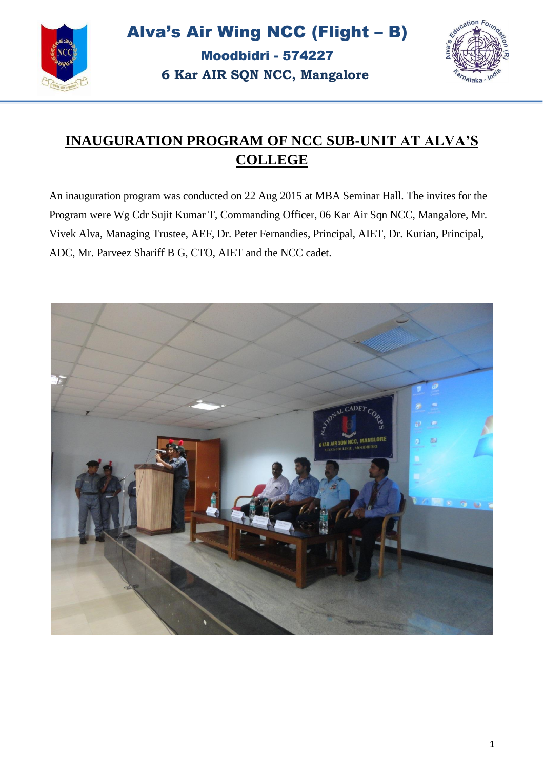# Alva's Air Wing NCC (Flight – B)

**Moodbidri - 574227**

**6 Kar AIR SQN NCC, Mangalore**

## INAUGURATION PROGRAM OF NCC SUB-UNIT AT ALVA'S COLLEGE

An inauguration program was conducted on 22 Aug 2015 at MBA Seminar Hall. The invites for the Program were Wg Cdr Sujit Kumar T, Commanding Officer, 06 Kar Air Sqn NCC, Mangalore, Mr. Vivek Alva, Managing Trustee, AEF, Dr. Peter Fernandies, Principal, AIET, Dr. Kurian, Principal, ADC, Mr. Parveez Shariff B G, CTO, AIET and the NCC cadet.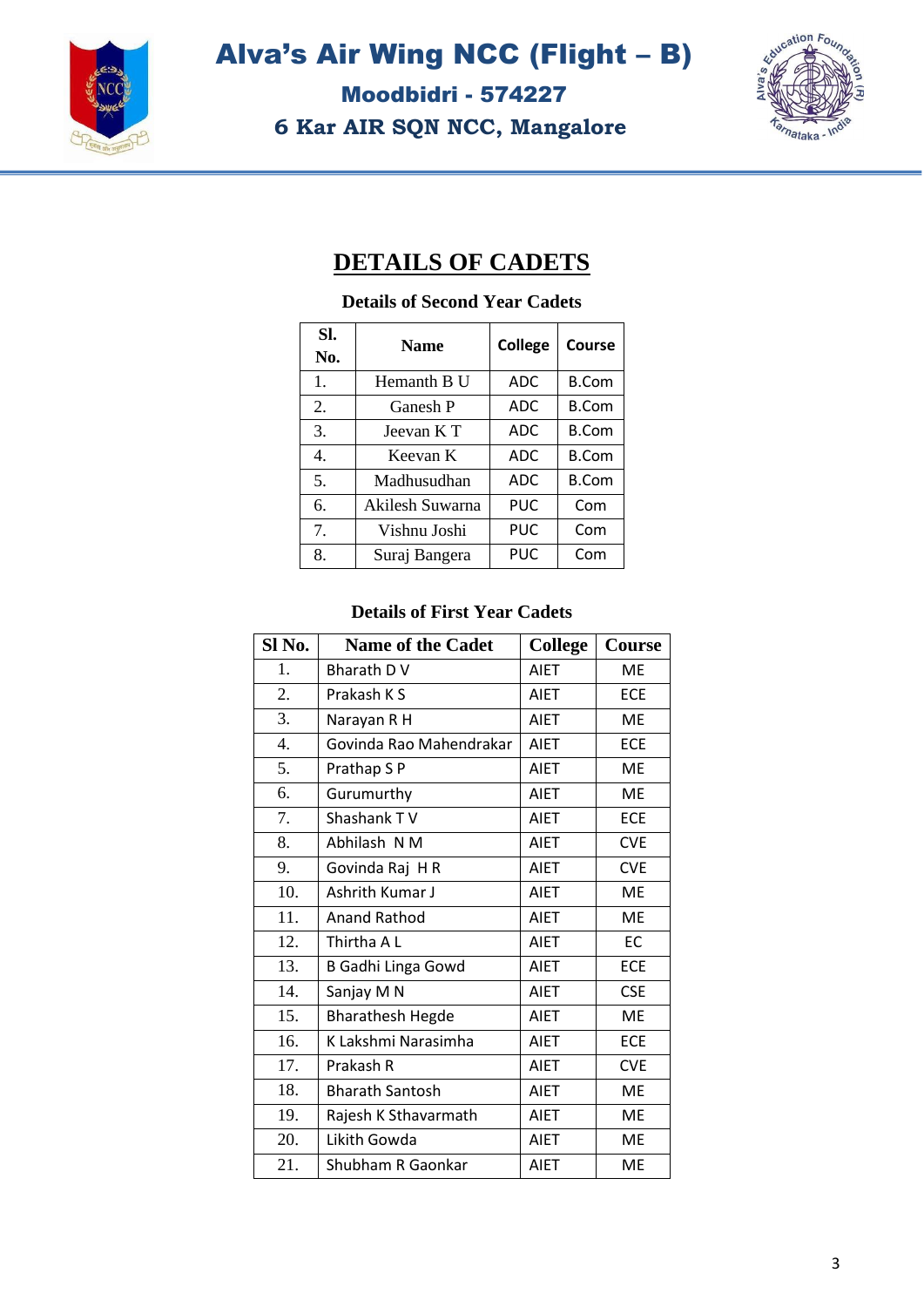# Alva's Air Wing NCC (Flight – B)

**Moodbidri - 574227**

**6 Kar AIR SQN NCC, Mangalore**

## DETAILS OF CADETS

**Details of Second Year Cadets**

| Sl. No. | Name | College | Course |
|---|---|---|---|
| 1. | Hemanth B U | ADC | B.Com |
| 2. | Ganesh P | ADC | B.Com |
| 3. | Jeevan K T | ADC | B.Com |
| 4. | Keevan K | ADC | B.Com |
| 5. | Madhusudhan | ADC | B.Com |
| 6. | Akilesh Suwarna | PUC | Com |
| 7. | Vishnu Joshi | PUC | Com |
| 8. | Suraj Bangera | PUC | Com |

**Details of First Year Cadets**

| Sl No. | Name of the Cadet | College | Course |
|---|---|---|---|
| 1. | Bharath D V | AIET | ME |
| 2. | Prakash K S | AIET | ECE |
| 3. | Narayan R H | AIET | ME |
| 4. | Govinda Rao Mahendrakar | AIET | ECE |
| 5. | Prathap S P | AIET | ME |
| 6. | Gurumurthy | AIET | ME |
| 7. | Shashank T V | AIET | ECE |
| 8. | Abhilash N M | AIET | CVE |
| 9. | Govinda Raj H R | AIET | CVE |
| 10. | Ashrith Kumar J | AIET | ME |
| 11. | Anand Rathod | AIET | ME |
| 12. | Thirtha A L | AIET | EC |
| 13. | B Gadhi Linga Gowd | AIET | ECE |
| 14. | Sanjay M N | AIET | CSE |
| 15. | Bharathesh Hegde | AIET | ME |
| 16. | K Lakshmi Narasimha | AIET | ECE |
| 17. | Prakash R | AIET | CVE |
| 18. | Bharath Santosh | AIET | ME |
| 19. | Rajesh K Sthavarmath | AIET | ME |
| 20. | Likith Gowda | AIET | ME |
| 21. | Shubham R Gaonkar | AIET | ME |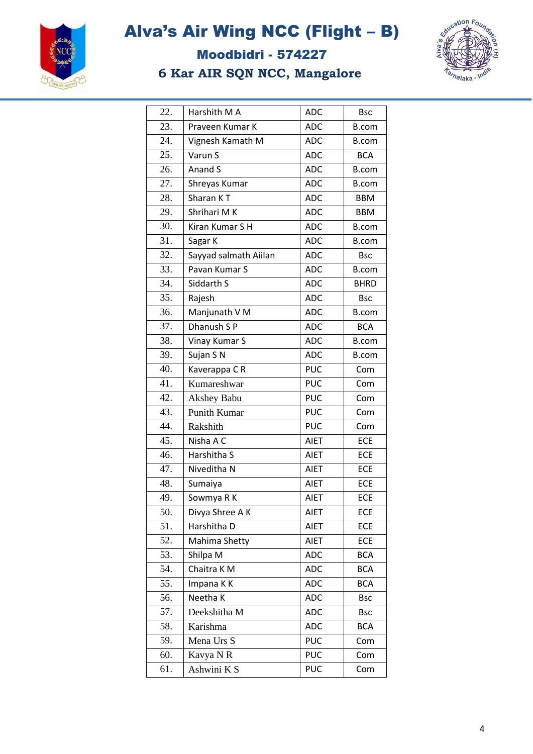# Alva's Air Wing NCC (Flight – B)

## Moodbidri - 574227

## 6 Kar AIR SQN NCC, Mangalore

| | | | |
|---|---|---|---|
| 22. | Harshith M A | ADC | Bsc |
| 23. | Praveen Kumar K | ADC | B.com |
| 24. | Vignesh Kamath M | ADC | B.com |
| 25. | Varun S | ADC | BCA |
| 26. | Anand S | ADC | B.com |
| 27. | Shreyas Kumar | ADC | B.com |
| 28. | Sharan K T | ADC | BBM |
| 29. | Shrihari M K | ADC | BBM |
| 30. | Kiran Kumar S H | ADC | B.com |
| 31. | Sagar K | ADC | B.com |
| 32. | Sayyad salmath Aiilan | ADC | Bsc |
| 33. | Pavan Kumar S | ADC | B.com |
| 34. | Siddarth S | ADC | BHRD |
| 35. | Rajesh | ADC | Bsc |
| 36. | Manjunath V M | ADC | B.com |
| 37. | Dhanush S P | ADC | BCA |
| 38. | Vinay Kumar S | ADC | B.com |
| 39. | Sujan S N | ADC | B.com |
| 40. | Kaverappa C R | PUC | Com |
| 41. | Kumareshwar | PUC | Com |
| 42. | Akshey Babu | PUC | Com |
| 43. | Punith Kumar | PUC | Com |
| 44. | Rakshith | PUC | Com |
| 45. | Nisha A C | AIET | ECE |
| 46. | Harshitha S | AIET | ECE |
| 47. | Niveditha N | AIET | ECE |
| 48. | Sumaiya | AIET | ECE |
| 49. | Sowmya R K | AIET | ECE |
| 50. | Divya Shree A K | AIET | ECE |
| 51. | Harshitha D | AIET | ECE |
| 52. | Mahima Shetty | AIET | ECE |
| 53. | Shilpa M | ADC | BCA |
| 54. | Chaitra K M | ADC | BCA |
| 55. | Impana K K | ADC | BCA |
| 56. | Neetha K | ADC | Bsc |
| 57. | Deekshitha M | ADC | Bsc |
| 58. | Karishma | ADC | BCA |
| 59. | Mena Urs S | PUC | Com |
| 60. | Kavya N R | PUC | Com |
| 61. | Ashwini K S | PUC | Com |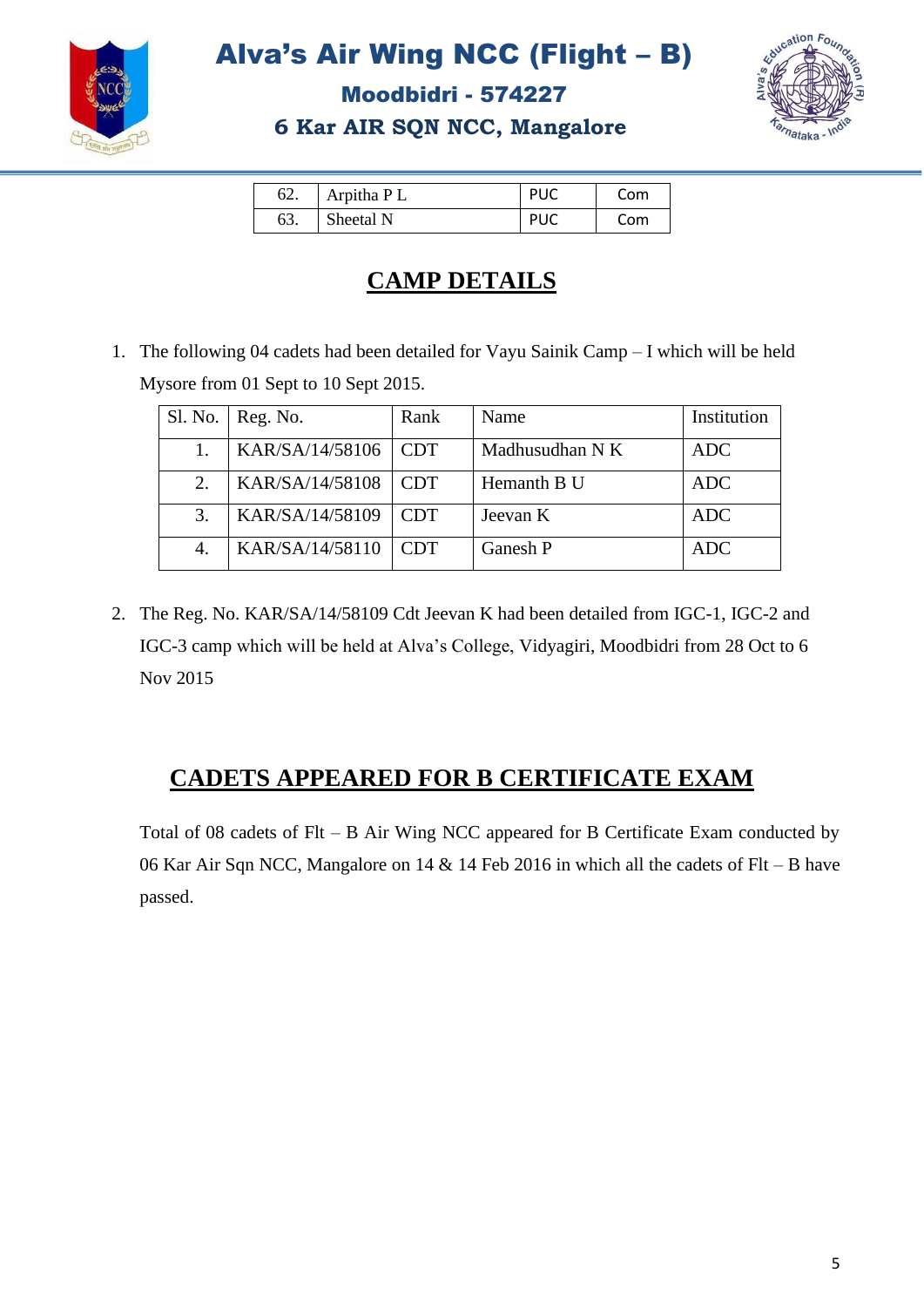| 62. | Arpitha P L | PUC | Com |
|---|---|---|---|
| 63. | Sheetal N | PUC | Com |

## CAMP DETAILS

1. The following 04 cadets had been detailed for Vayu Sainik Camp – I which will be held Mysore from 01 Sept to 10 Sept 2015.

| Sl. No. | Reg. No. | Rank | Name | Institution |
|---|---|---|---|---|
| 1. | KAR/SA/14/58106 | CDT | Madhusudhan N K | ADC |
| 2. | KAR/SA/14/58108 | CDT | Hemanth B U | ADC |
| 3. | KAR/SA/14/58109 | CDT | Jeevan K | ADC |
| 4. | KAR/SA/14/58110 | CDT | Ganesh P | ADC |

2. The Reg. No. KAR/SA/14/58109 Cdt Jeevan K had been detailed from IGC-1, IGC-2 and IGC-3 camp which will be held at Alva's College, Vidyagiri, Moodbidri from 28 Oct to 6 Nov 2015

## CADETS APPEARED FOR B CERTIFICATE EXAM

Total of 08 cadets of Flt – B Air Wing NCC appeared for B Certificate Exam conducted by 06 Kar Air Sqn NCC, Mangalore on 14 & 14 Feb 2016 in which all the cadets of Flt – B have passed.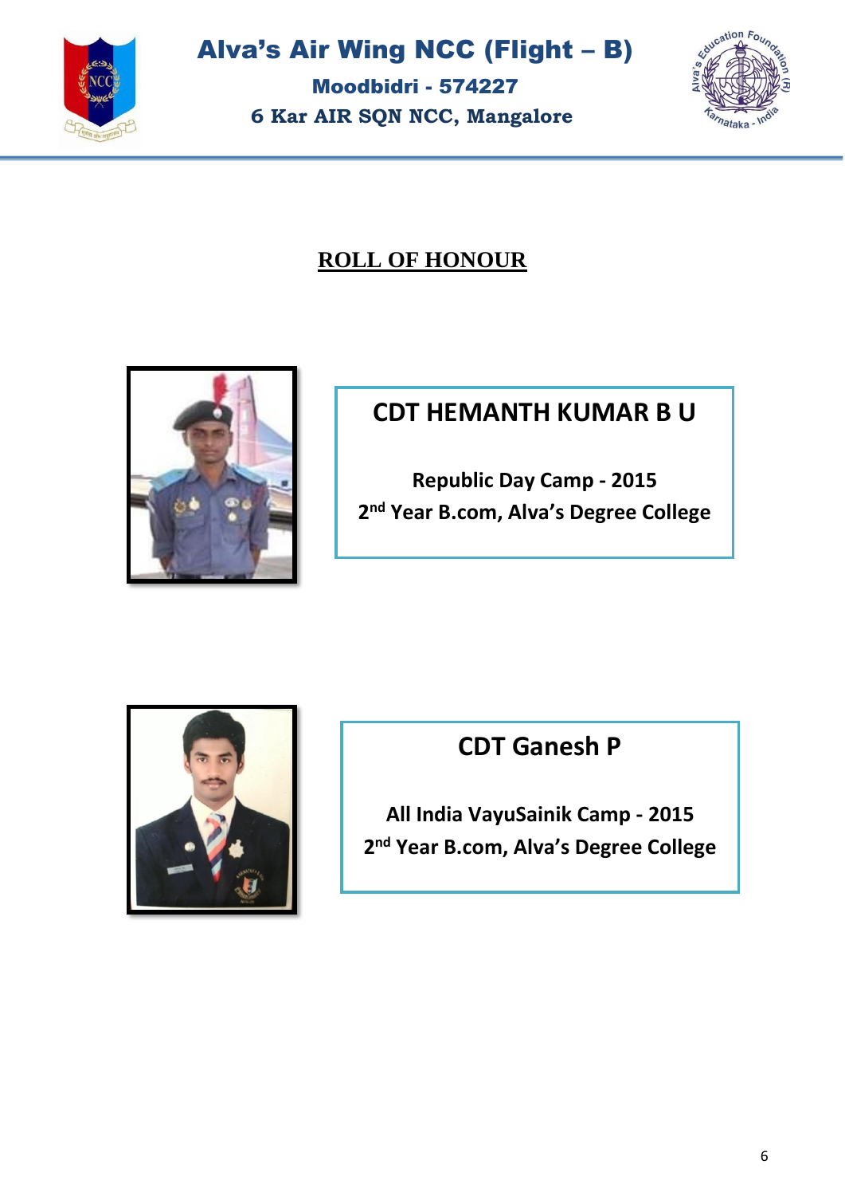# ROLL OF HONOUR

## CDT HEMANTH KUMAR B U

**Republic Day Camp - 2015**

**2nd Year B.com, Alva's Degree College**

## CDT Ganesh P

**All India VayuSainik Camp - 2015**

**2nd Year B.com, Alva's Degree College**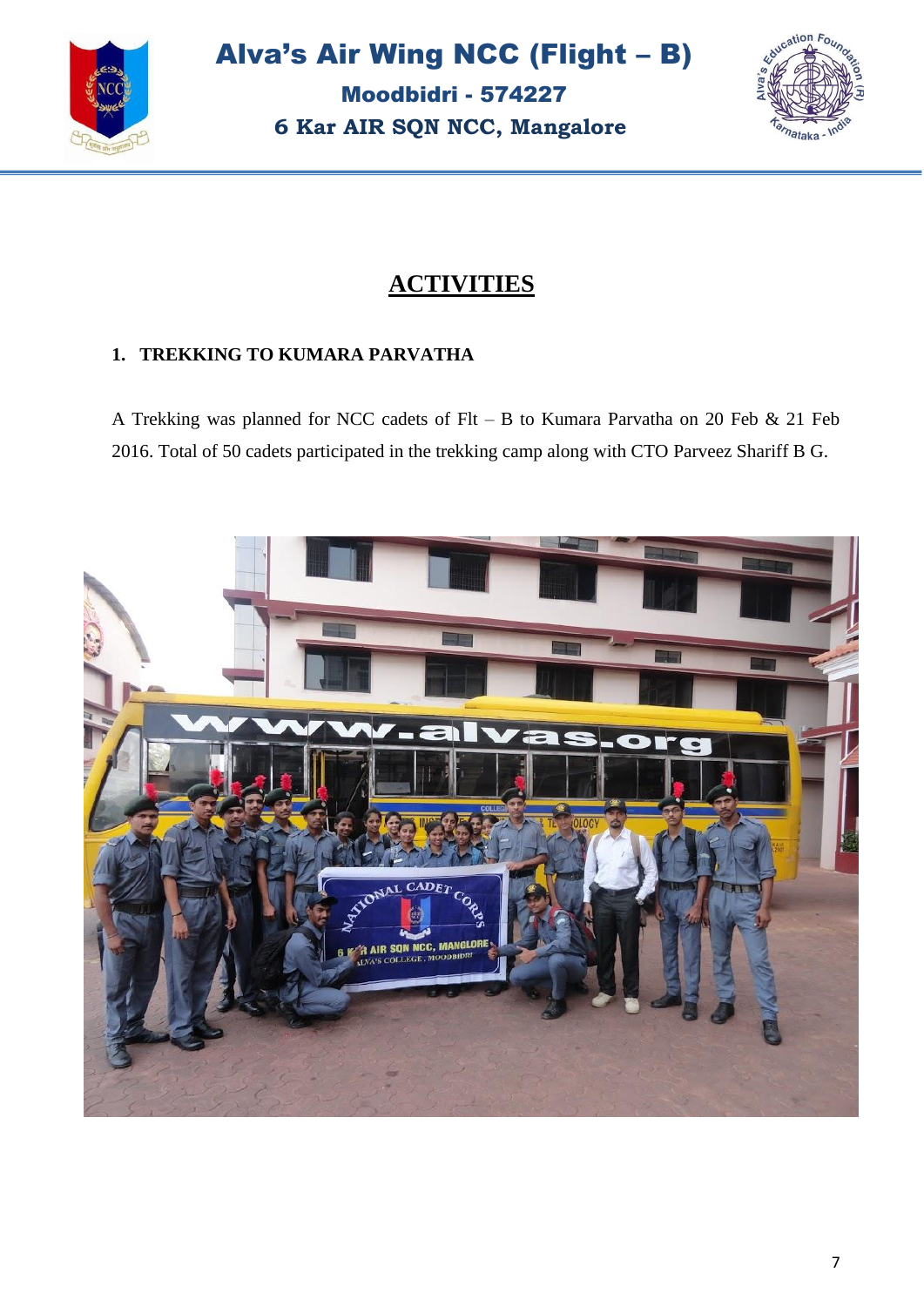# ACTIVITIES

### 1. TREKKING TO KUMARA PARVATHA

A Trekking was planned for NCC cadets of Flt – B to Kumara Parvatha on 20 Feb & 21 Feb 2016. Total of 50 cadets participated in the trekking camp along with CTO Parveez Shariff B G.